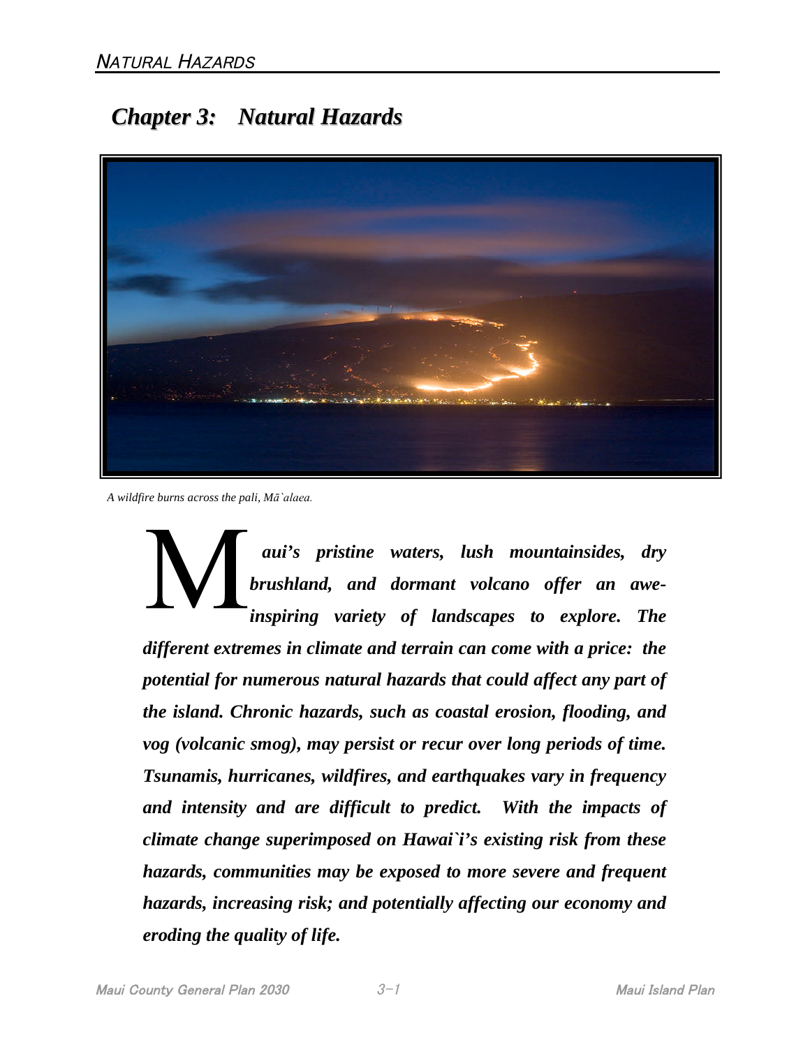# *Chapter 3: Natural Hazards*

*A wildfire burns across the pali, Mā`alaea.*

***Maui's pristine waters, lush mountainsides, dry brushland, and dormant volcano offer an awe-inspiring variety of landscapes to explore. The different extremes in climate and terrain can come with a price: the potential for numerous natural hazards that could affect any part of the island. Chronic hazards, such as coastal erosion, flooding, and vog (volcanic smog), may persist or recur over long periods of time. Tsunamis, hurricanes, wildfires, and earthquakes vary in frequency and intensity and are difficult to predict. With the impacts of climate change superimposed on Hawai`i's existing risk from these hazards, communities may be exposed to more severe and frequent hazards, increasing risk; and potentially affecting our economy and eroding the quality of life.***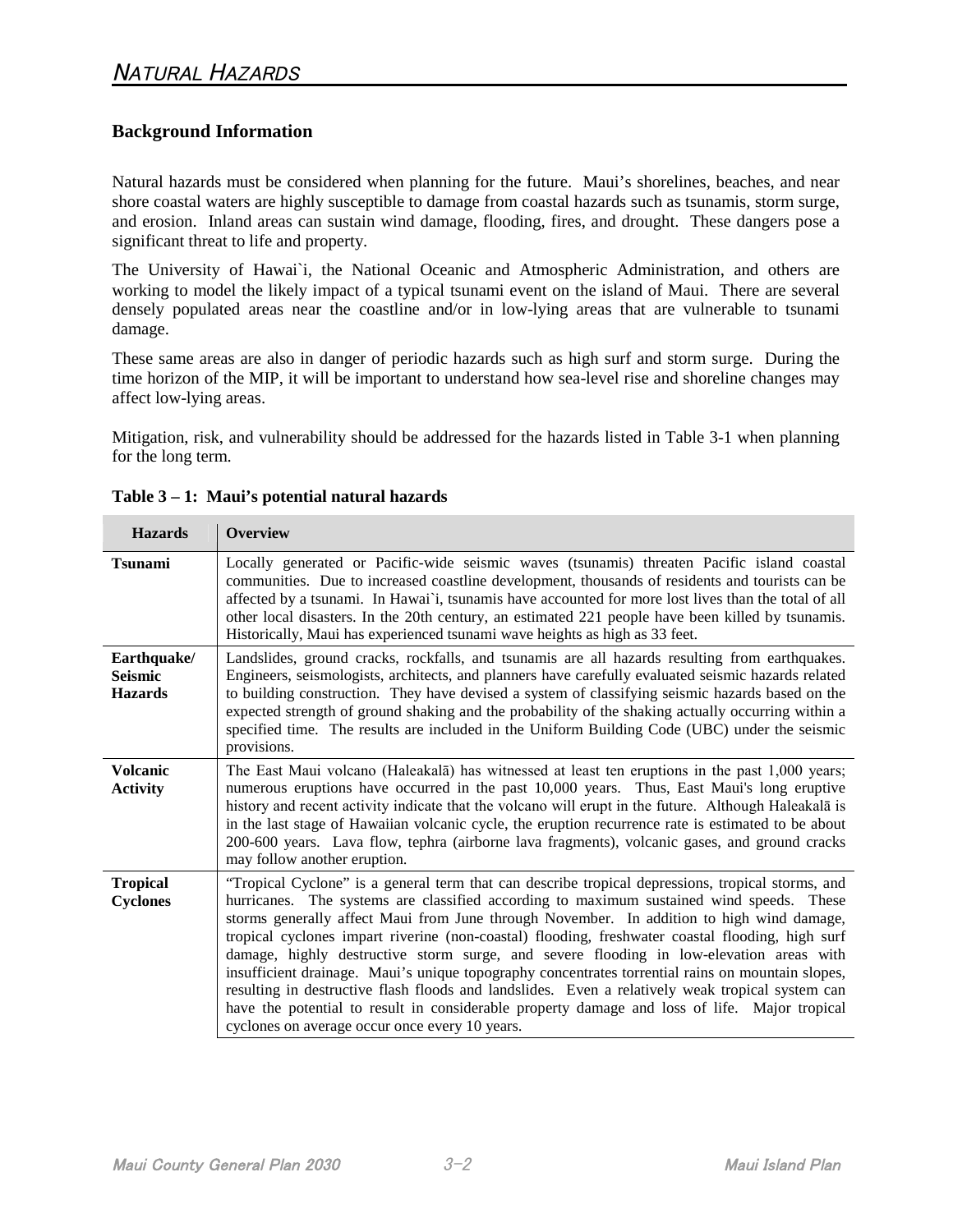# NATURAL HAZARDS

## Background Information

Natural hazards must be considered when planning for the future. Maui's shorelines, beaches, and near shore coastal waters are highly susceptible to damage from coastal hazards such as tsunamis, storm surge, and erosion. Inland areas can sustain wind damage, flooding, fires, and drought. These dangers pose a significant threat to life and property.

The University of Hawai`i, the National Oceanic and Atmospheric Administration, and others are working to model the likely impact of a typical tsunami event on the island of Maui. There are several densely populated areas near the coastline and/or in low-lying areas that are vulnerable to tsunami damage.

These same areas are also in danger of periodic hazards such as high surf and storm surge. During the time horizon of the MIP, it will be important to understand how sea-level rise and shoreline changes may affect low-lying areas.

Mitigation, risk, and vulnerability should be addressed for the hazards listed in Table 3-1 when planning for the long term.

**Table 3 – 1: Maui's potential natural hazards**

| Hazards | Overview |
|---|---|
| **Tsunami** | Locally generated or Pacific-wide seismic waves (tsunamis) threaten Pacific island coastal communities. Due to increased coastline development, thousands of residents and tourists can be affected by a tsunami. In Hawai`i, tsunamis have accounted for more lost lives than the total of all other local disasters. In the 20th century, an estimated 221 people have been killed by tsunamis. Historically, Maui has experienced tsunami wave heights as high as 33 feet. |
| **Earthquake/ Seismic Hazards** | Landslides, ground cracks, rockfalls, and tsunamis are all hazards resulting from earthquakes. Engineers, seismologists, architects, and planners have carefully evaluated seismic hazards related to building construction. They have devised a system of classifying seismic hazards based on the expected strength of ground shaking and the probability of the shaking actually occurring within a specified time. The results are included in the Uniform Building Code (UBC) under the seismic provisions. |
| **Volcanic Activity** | The East Maui volcano (Haleakalā) has witnessed at least ten eruptions in the past 1,000 years; numerous eruptions have occurred in the past 10,000 years. Thus, East Maui's long eruptive history and recent activity indicate that the volcano will erupt in the future. Although Haleakalā is in the last stage of Hawaiian volcanic cycle, the eruption recurrence rate is estimated to be about 200-600 years. Lava flow, tephra (airborne lava fragments), volcanic gases, and ground cracks may follow another eruption. |
| **Tropical Cyclones** | "Tropical Cyclone" is a general term that can describe tropical depressions, tropical storms, and hurricanes. The systems are classified according to maximum sustained wind speeds. These storms generally affect Maui from June through November. In addition to high wind damage, tropical cyclones impart riverine (non-coastal) flooding, freshwater coastal flooding, high surf damage, highly destructive storm surge, and severe flooding in low-elevation areas with insufficient drainage. Maui's unique topography concentrates torrential rains on mountain slopes, resulting in destructive flash floods and landslides. Even a relatively weak tropical system can have the potential to result in considerable property damage and loss of life. Major tropical cyclones on average occur once every 10 years. |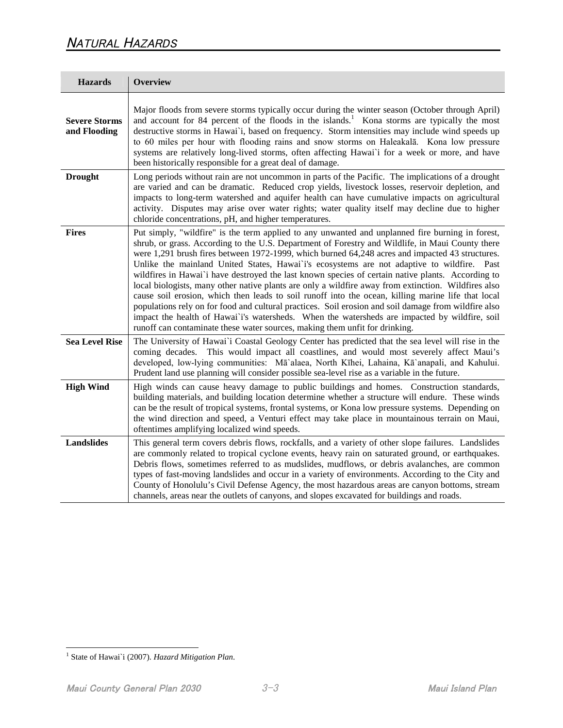## NATURAL HAZARDS

| Hazards | Overview |
|---|---|
| **Severe Storms and Flooding** | Major floods from severe storms typically occur during the winter season (October through April) and account for 84 percent of the floods in the islands.[1] Kona storms are typically the most destructive storms in Hawai`i, based on frequency. Storm intensities may include wind speeds up to 60 miles per hour with flooding rains and snow storms on Haleakalā. Kona low pressure systems are relatively long-lived storms, often affecting Hawai`i for a week or more, and have been historically responsible for a great deal of damage. |
| **Drought** | Long periods without rain are not uncommon in parts of the Pacific. The implications of a drought are varied and can be dramatic. Reduced crop yields, livestock losses, reservoir depletion, and impacts to long-term watershed and aquifer health can have cumulative impacts on agricultural activity. Disputes may arise over water rights; water quality itself may decline due to higher chloride concentrations, pH, and higher temperatures. |
| **Fires** | Put simply, "wildfire" is the term applied to any unwanted and unplanned fire burning in forest, shrub, or grass. According to the U.S. Department of Forestry and Wildlife, in Maui County there were 1,291 brush fires between 1972-1999, which burned 64,248 acres and impacted 43 structures. Unlike the mainland United States, Hawai`i's ecosystems are not adaptive to wildfire. Past wildfires in Hawai`i have destroyed the last known species of certain native plants. According to local biologists, many other native plants are only a wildfire away from extinction. Wildfires also cause soil erosion, which then leads to soil runoff into the ocean, killing marine life that local populations rely on for food and cultural practices. Soil erosion and soil damage from wildfire also impact the health of Hawai`i's watersheds. When the watersheds are impacted by wildfire, soil runoff can contaminate these water sources, making them unfit for drinking. |
| **Sea Level Rise** | The University of Hawai`i Coastal Geology Center has predicted that the sea level will rise in the coming decades. This would impact all coastlines, and would most severely affect Maui's developed, low-lying communities: Mā`alaea, North Kīhei, Lahaina, Kā`anapali, and Kahului. Prudent land use planning will consider possible sea-level rise as a variable in the future. |
| **High Wind** | High winds can cause heavy damage to public buildings and homes. Construction standards, building materials, and building location determine whether a structure will endure. These winds can be the result of tropical systems, frontal systems, or Kona low pressure systems. Depending on the wind direction and speed, a Venturi effect may take place in mountainous terrain on Maui, oftentimes amplifying localized wind speeds. |
| **Landslides** | This general term covers debris flows, rockfalls, and a variety of other slope failures. Landslides are commonly related to tropical cyclone events, heavy rain on saturated ground, or earthquakes. Debris flows, sometimes referred to as mudslides, mudflows, or debris avalanches, are common types of fast-moving landslides and occur in a variety of environments. According to the City and County of Honolulu's Civil Defense Agency, the most hazardous areas are canyon bottoms, stream channels, areas near the outlets of canyons, and slopes excavated for buildings and roads. |

[1] State of Hawai`i (2007). *Hazard Mitigation Plan*.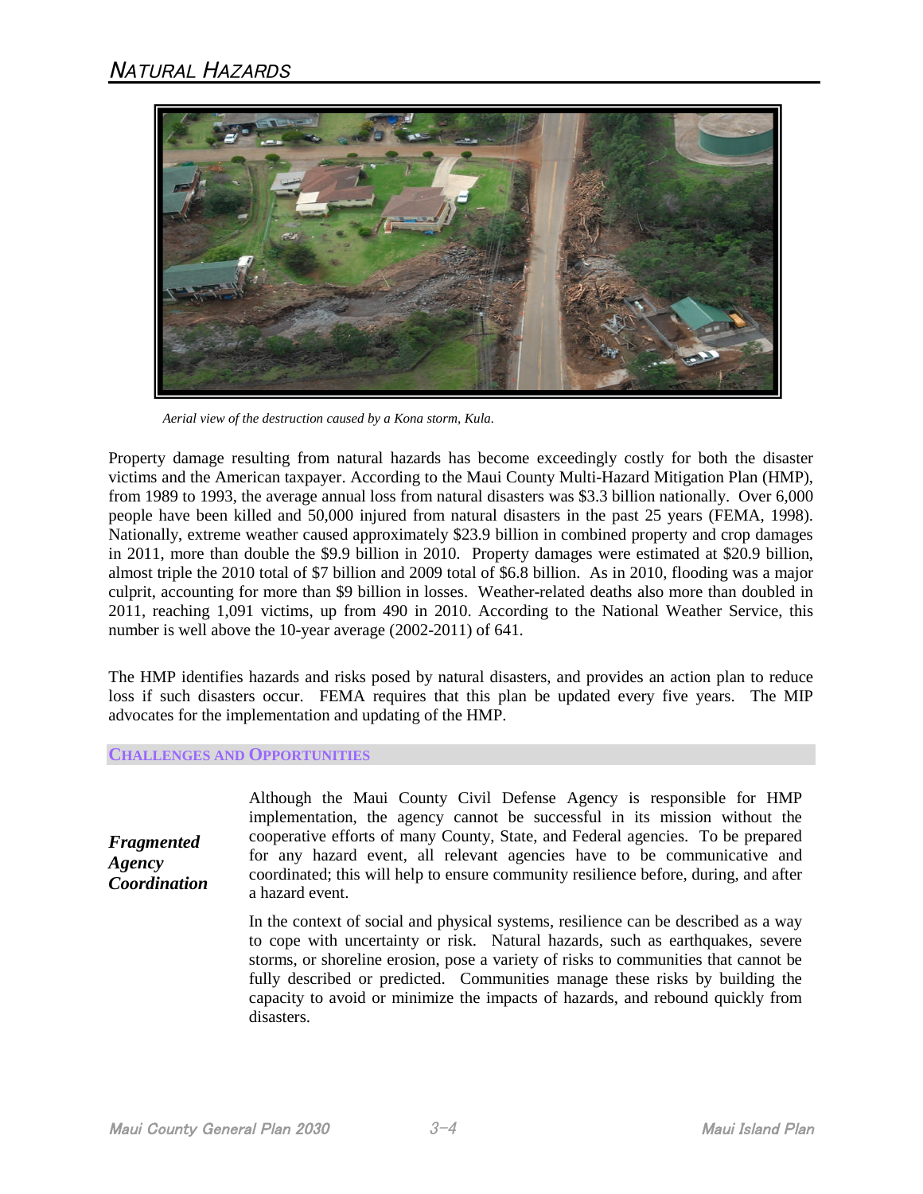## NATURAL HAZARDS

*Aerial view of the destruction caused by a Kona storm, Kula.*

Property damage resulting from natural hazards has become exceedingly costly for both the disaster victims and the American taxpayer. According to the Maui County Multi-Hazard Mitigation Plan (HMP), from 1989 to 1993, the average annual loss from natural disasters was $3.3 billion nationally. Over 6,000 people have been killed and 50,000 injured from natural disasters in the past 25 years (FEMA, 1998). Nationally, extreme weather caused approximately $23.9 billion in combined property and crop damages in 2011, more than double the $9.9 billion in 2010. Property damages were estimated at $20.9 billion, almost triple the 2010 total of $7 billion and 2009 total of $6.8 billion. As in 2010, flooding was a major culprit, accounting for more than $9 billion in losses. Weather-related deaths also more than doubled in 2011, reaching 1,091 victims, up from 490 in 2010. According to the National Weather Service, this number is well above the 10-year average (2002-2011) of 641.

The HMP identifies hazards and risks posed by natural disasters, and provides an action plan to reduce loss if such disasters occur. FEMA requires that this plan be updated every five years. The MIP advocates for the implementation and updating of the HMP.

### CHALLENGES AND OPPORTUNITIES

***Fragmented Agency Coordination***

Although the Maui County Civil Defense Agency is responsible for HMP implementation, the agency cannot be successful in its mission without the cooperative efforts of many County, State, and Federal agencies. To be prepared for any hazard event, all relevant agencies have to be communicative and coordinated; this will help to ensure community resilience before, during, and after a hazard event.

In the context of social and physical systems, resilience can be described as a way to cope with uncertainty or risk. Natural hazards, such as earthquakes, severe storms, or shoreline erosion, pose a variety of risks to communities that cannot be fully described or predicted. Communities manage these risks by building the capacity to avoid or minimize the impacts of hazards, and rebound quickly from disasters.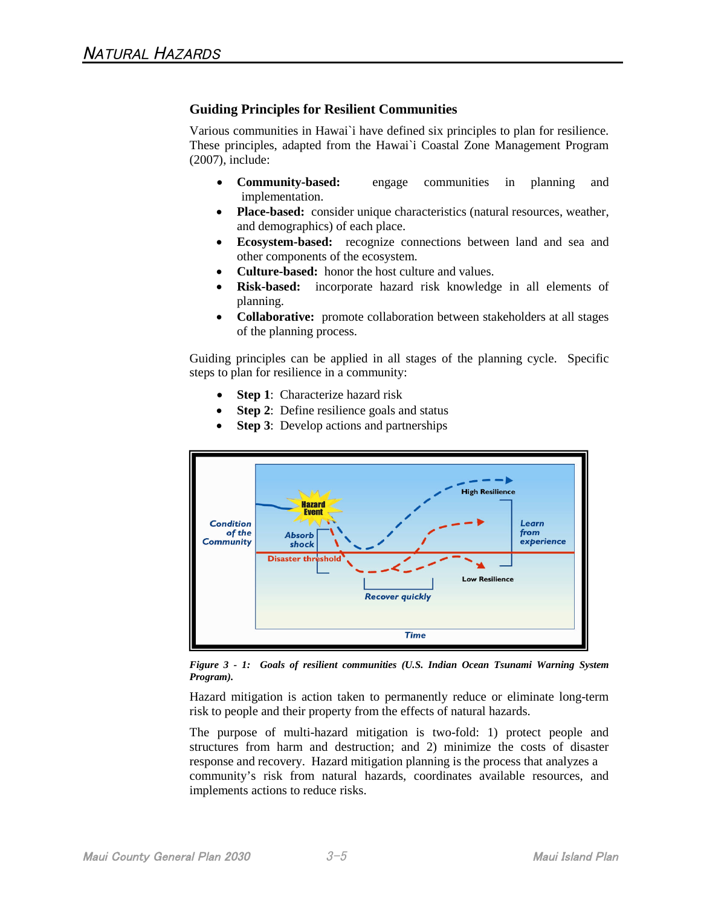### Guiding Principles for Resilient Communities

Various communities in Hawai`i have defined six principles to plan for resilience. These principles, adapted from the Hawai`i Coastal Zone Management Program (2007), include:

- **Community-based:** engage communities in planning and implementation.
- **Place-based:** consider unique characteristics (natural resources, weather, and demographics) of each place.
- **Ecosystem-based:** recognize connections between land and sea and other components of the ecosystem.
- **Culture-based:** honor the host culture and values.
- **Risk-based:** incorporate hazard risk knowledge in all elements of planning.
- **Collaborative:** promote collaboration between stakeholders at all stages of the planning process.

Guiding principles can be applied in all stages of the planning cycle. Specific steps to plan for resilience in a community:

- **Step 1**: Characterize hazard risk
- **Step 2**: Define resilience goals and status
- **Step 3**: Develop actions and partnerships

Hazard Event
High Resilience
Condition of the Community
Absorb shock
Learn from experience
Disaster threshold
Low Resilience
Recover quickly
Time

***Figure 3 - 1: Goals of resilient communities (U.S. Indian Ocean Tsunami Warning System Program).***

Hazard mitigation is action taken to permanently reduce or eliminate long-term risk to people and their property from the effects of natural hazards.

The purpose of multi-hazard mitigation is two-fold: 1) protect people and structures from harm and destruction; and 2) minimize the costs of disaster response and recovery. Hazard mitigation planning is the process that analyzes a community's risk from natural hazards, coordinates available resources, and implements actions to reduce risks.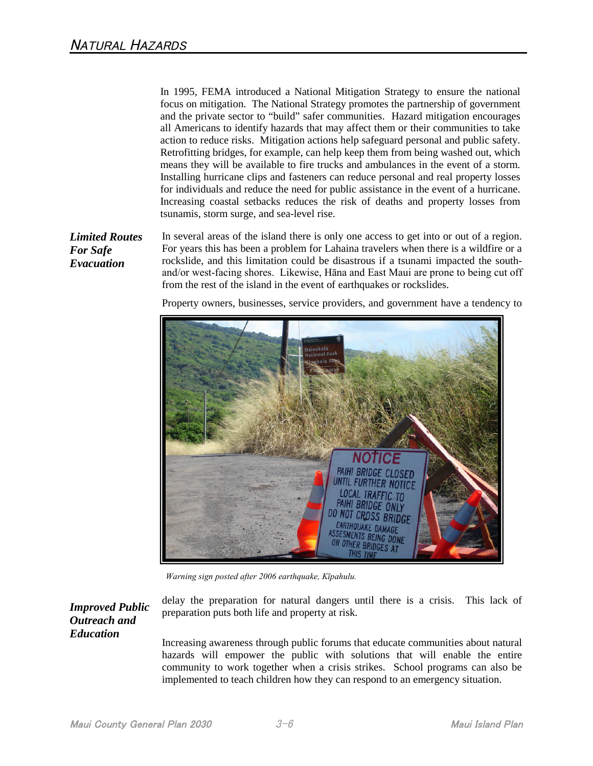In 1995, FEMA introduced a National Mitigation Strategy to ensure the national focus on mitigation. The National Strategy promotes the partnership of government and the private sector to "build" safer communities. Hazard mitigation encourages all Americans to identify hazards that may affect them or their communities to take action to reduce risks. Mitigation actions help safeguard personal and public safety. Retrofitting bridges, for example, can help keep them from being washed out, which means they will be available to fire trucks and ambulances in the event of a storm. Installing hurricane clips and fasteners can reduce personal and real property losses for individuals and reduce the need for public assistance in the event of a hurricane. Increasing coastal setbacks reduces the risk of deaths and property losses from tsunamis, storm surge, and sea-level rise.

***Limited Routes For Safe Evacuation***

In several areas of the island there is only one access to get into or out of a region. For years this has been a problem for Lahaina travelers when there is a wildfire or a rockslide, and this limitation could be disastrous if a tsunami impacted the south- and/or west-facing shores. Likewise, Hāna and East Maui are prone to being cut off from the rest of the island in the event of earthquakes or rockslides.

Property owners, businesses, service providers, and government have a tendency to delay the preparation for natural dangers until there is a crisis. This lack of preparation puts both life and property at risk.

*Warning sign posted after 2006 earthquake, Kīpahulu.*

***Improved Public Outreach and Education***

Increasing awareness through public forums that educate communities about natural hazards will empower the public with solutions that will enable the entire community to work together when a crisis strikes. School programs can also be implemented to teach children how they can respond to an emergency situation.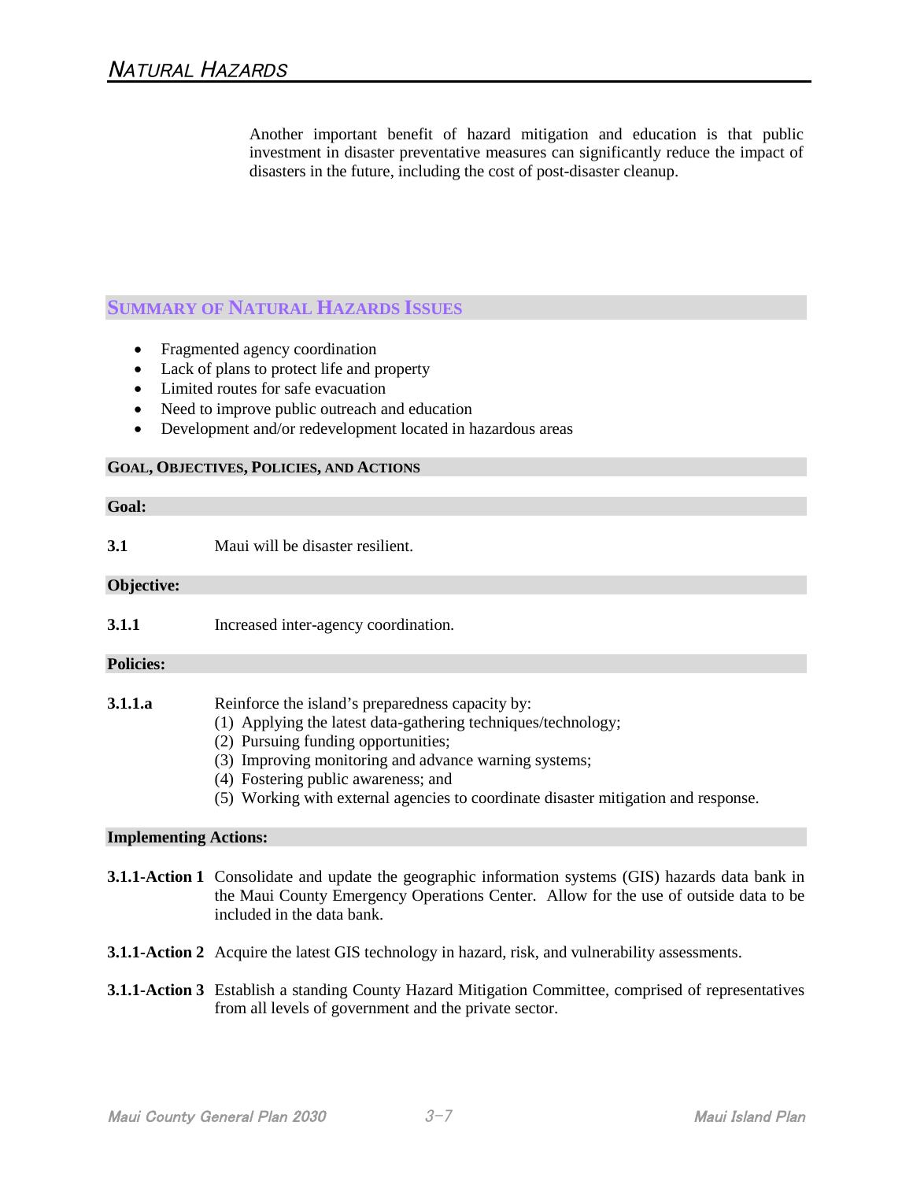Another important benefit of hazard mitigation and education is that public investment in disaster preventative measures can significantly reduce the impact of disasters in the future, including the cost of post-disaster cleanup.

## SUMMARY OF NATURAL HAZARDS ISSUES

- Fragmented agency coordination
- Lack of plans to protect life and property
- Limited routes for safe evacuation
- Need to improve public outreach and education
- Development and/or redevelopment located in hazardous areas

### GOAL, OBJECTIVES, POLICIES, AND ACTIONS

**Goal:**

**3.1** Maui will be disaster resilient.

**Objective:**

**3.1.1** Increased inter-agency coordination.

**Policies:**

**3.1.1.a** Reinforce the island's preparedness capacity by:
(1) Applying the latest data-gathering techniques/technology;
(2) Pursuing funding opportunities;
(3) Improving monitoring and advance warning systems;
(4) Fostering public awareness; and
(5) Working with external agencies to coordinate disaster mitigation and response.

**Implementing Actions:**

**3.1.1-Action 1** Consolidate and update the geographic information systems (GIS) hazards data bank in the Maui County Emergency Operations Center. Allow for the use of outside data to be included in the data bank.

**3.1.1-Action 2** Acquire the latest GIS technology in hazard, risk, and vulnerability assessments.

**3.1.1-Action 3** Establish a standing County Hazard Mitigation Committee, comprised of representatives from all levels of government and the private sector.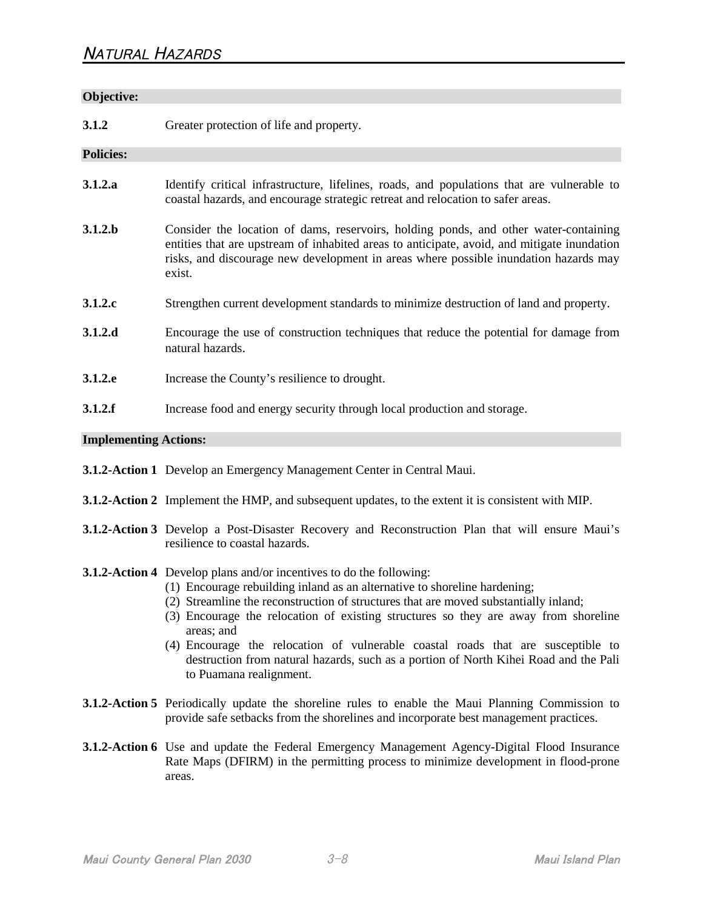**Objective:**

**3.1.2** Greater protection of life and property.

**Policies:**

**3.1.2.a** Identify critical infrastructure, lifelines, roads, and populations that are vulnerable to coastal hazards, and encourage strategic retreat and relocation to safer areas.

**3.1.2.b** Consider the location of dams, reservoirs, holding ponds, and other water-containing entities that are upstream of inhabited areas to anticipate, avoid, and mitigate inundation risks, and discourage new development in areas where possible inundation hazards may exist.

**3.1.2.c** Strengthen current development standards to minimize destruction of land and property.

**3.1.2.d** Encourage the use of construction techniques that reduce the potential for damage from natural hazards.

**3.1.2.e** Increase the County's resilience to drought.

**3.1.2.f** Increase food and energy security through local production and storage.

**Implementing Actions:**

**3.1.2-Action 1** Develop an Emergency Management Center in Central Maui.

**3.1.2-Action 2** Implement the HMP, and subsequent updates, to the extent it is consistent with MIP.

**3.1.2-Action 3** Develop a Post-Disaster Recovery and Reconstruction Plan that will ensure Maui's resilience to coastal hazards.

**3.1.2-Action 4** Develop plans and/or incentives to do the following:

(1) Encourage rebuilding inland as an alternative to shoreline hardening;
(2) Streamline the reconstruction of structures that are moved substantially inland;
(3) Encourage the relocation of existing structures so they are away from shoreline areas; and
(4) Encourage the relocation of vulnerable coastal roads that are susceptible to destruction from natural hazards, such as a portion of North Kihei Road and the Pali to Puamana realignment.

**3.1.2-Action 5** Periodically update the shoreline rules to enable the Maui Planning Commission to provide safe setbacks from the shorelines and incorporate best management practices.

**3.1.2-Action 6** Use and update the Federal Emergency Management Agency-Digital Flood Insurance Rate Maps (DFIRM) in the permitting process to minimize development in flood-prone areas.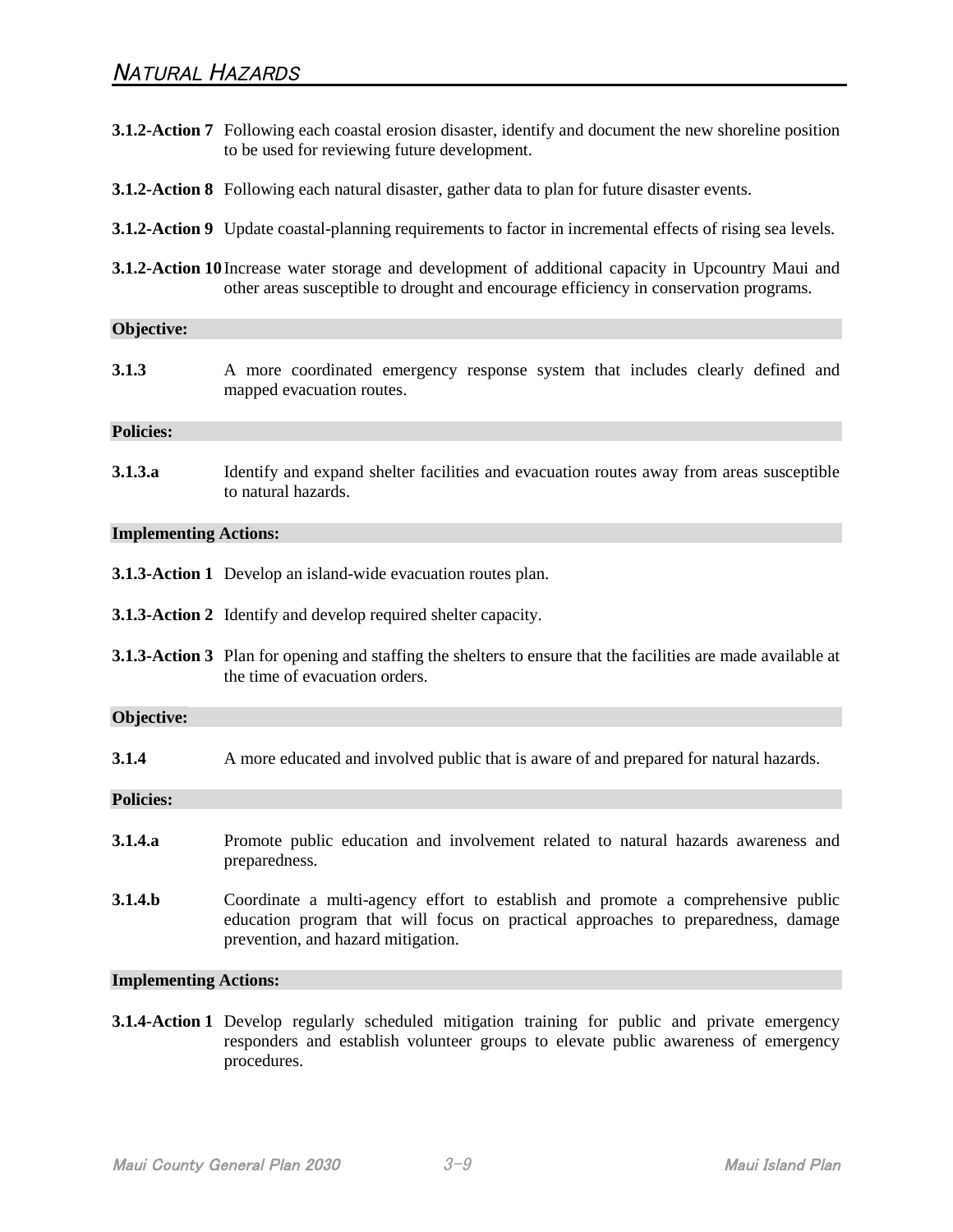**3.1.2-Action 7** Following each coastal erosion disaster, identify and document the new shoreline position to be used for reviewing future development.

**3.1.2-Action 8** Following each natural disaster, gather data to plan for future disaster events.

**3.1.2-Action 9** Update coastal-planning requirements to factor in incremental effects of rising sea levels.

**3.1.2-Action 10** Increase water storage and development of additional capacity in Upcountry Maui and other areas susceptible to drought and encourage efficiency in conservation programs.

**Objective:**

**3.1.3** A more coordinated emergency response system that includes clearly defined and mapped evacuation routes.

**Policies:**

**3.1.3.a** Identify and expand shelter facilities and evacuation routes away from areas susceptible to natural hazards.

**Implementing Actions:**

**3.1.3-Action 1** Develop an island-wide evacuation routes plan.

**3.1.3-Action 2** Identify and develop required shelter capacity.

**3.1.3-Action 3** Plan for opening and staffing the shelters to ensure that the facilities are made available at the time of evacuation orders.

**Objective:**

**3.1.4** A more educated and involved public that is aware of and prepared for natural hazards.

**Policies:**

**3.1.4.a** Promote public education and involvement related to natural hazards awareness and preparedness.

**3.1.4.b** Coordinate a multi-agency effort to establish and promote a comprehensive public education program that will focus on practical approaches to preparedness, damage prevention, and hazard mitigation.

**Implementing Actions:**

**3.1.4-Action 1** Develop regularly scheduled mitigation training for public and private emergency responders and establish volunteer groups to elevate public awareness of emergency procedures.